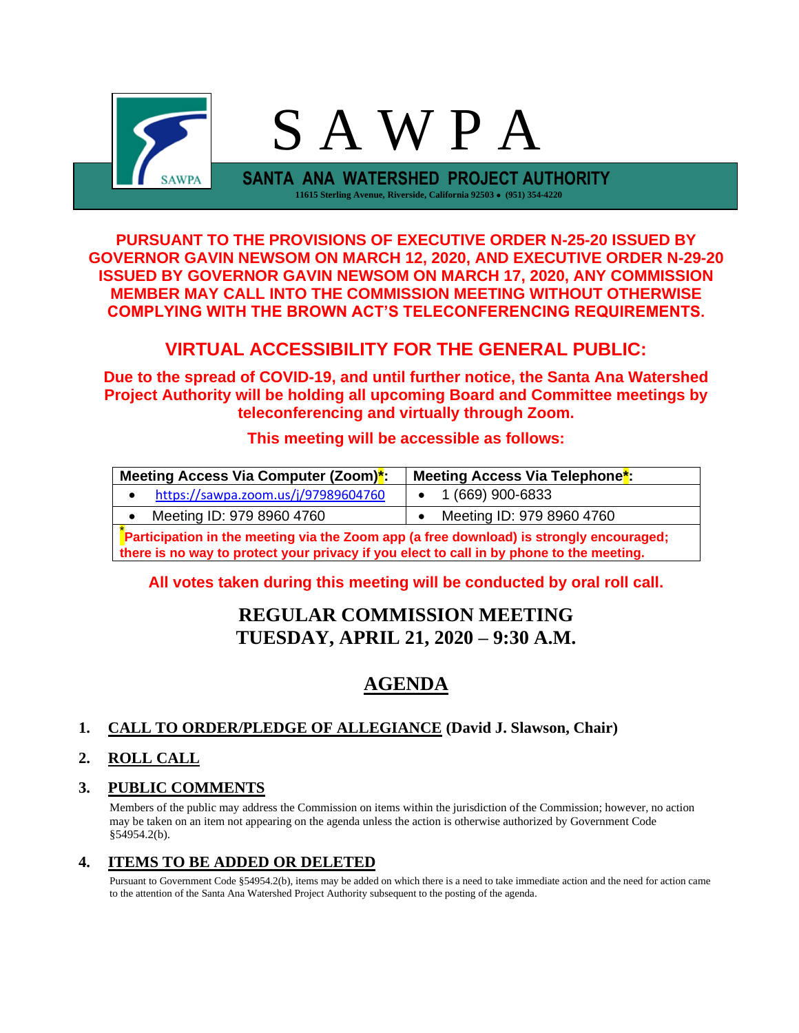# S A W P A

**SANTA ANA WATERSHED PROJECT AUTHORITY**

11615 Sterling Avenue, Riverside, California 92503 • (951) 354-4220

**PURSUANT TO THE PROVISIONS OF EXECUTIVE ORDER N-25-20 ISSUED BY GOVERNOR GAVIN NEWSOM ON MARCH 12, 2020, AND EXECUTIVE ORDER N-29-20 ISSUED BY GOVERNOR GAVIN NEWSOM ON MARCH 17, 2020, ANY COMMISSION MEMBER MAY CALL INTO THE COMMISSION MEETING WITHOUT OTHERWISE COMPLYING WITH THE BROWN ACT'S TELECONFERENCING REQUIREMENTS.**

## VIRTUAL ACCESSIBILITY FOR THE GENERAL PUBLIC:

**Due to the spread of COVID-19, and until further notice, the Santa Ana Watershed Project Authority will be holding all upcoming Board and Committee meetings by teleconferencing and virtually through Zoom.**

**This meeting will be accessible as follows:**

| Meeting Access Via Computer (Zoom)*: | Meeting Access Via Telephone*: |
|---|---|
| • https://sawpa.zoom.us/j/97989604760 | • 1 (669) 900-6833 |
| • Meeting ID: 979 8960 4760 | • Meeting ID: 979 8960 4760 |
| *Participation in the meeting via the Zoom app (a free download) is strongly encouraged; there is no way to protect your privacy if you elect to call in by phone to the meeting. | |

**All votes taken during this meeting will be conducted by oral roll call.**

## REGULAR COMMISSION MEETING
## TUESDAY, APRIL 21, 2020 – 9:30 A.M.

## AGENDA

1. **CALL TO ORDER/PLEDGE OF ALLEGIANCE (David J. Slawson, Chair)**

2. **ROLL CALL**

3. **PUBLIC COMMENTS**

   Members of the public may address the Commission on items within the jurisdiction of the Commission; however, no action may be taken on an item not appearing on the agenda unless the action is otherwise authorized by Government Code §54954.2(b).

4. **ITEMS TO BE ADDED OR DELETED**

   Pursuant to Government Code §54954.2(b), items may be added on which there is a need to take immediate action and the need for action came to the attention of the Santa Ana Watershed Project Authority subsequent to the posting of the agenda.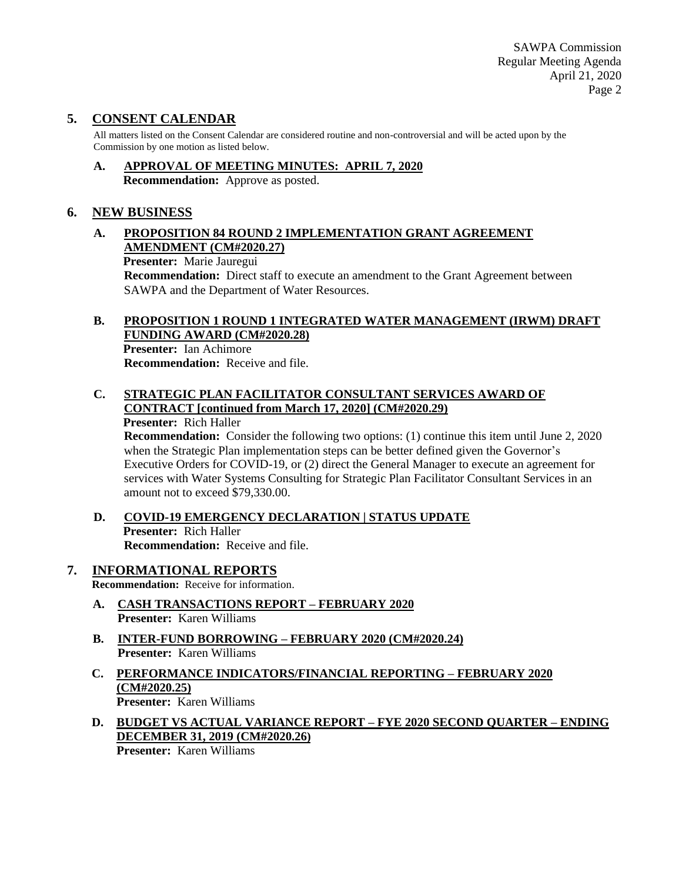## 5. CONSENT CALENDAR

All matters listed on the Consent Calendar are considered routine and non-controversial and will be acted upon by the Commission by one motion as listed below.

### A. APPROVAL OF MEETING MINUTES: APRIL 7, 2020

**Recommendation:** Approve as posted.

## 6. NEW BUSINESS

### A. PROPOSITION 84 ROUND 2 IMPLEMENTATION GRANT AGREEMENT AMENDMENT (CM#2020.27)

**Presenter:** Marie Jauregui

**Recommendation:** Direct staff to execute an amendment to the Grant Agreement between SAWPA and the Department of Water Resources.

### B. PROPOSITION 1 ROUND 1 INTEGRATED WATER MANAGEMENT (IRWM) DRAFT FUNDING AWARD (CM#2020.28)

**Presenter:** Ian Achimore

**Recommendation:** Receive and file.

### C. STRATEGIC PLAN FACILITATOR CONSULTANT SERVICES AWARD OF CONTRACT [continued from March 17, 2020] (CM#2020.29)

**Presenter:** Rich Haller

**Recommendation:** Consider the following two options: (1) continue this item until June 2, 2020 when the Strategic Plan implementation steps can be better defined given the Governor's Executive Orders for COVID-19, or (2) direct the General Manager to execute an agreement for services with Water Systems Consulting for Strategic Plan Facilitator Consultant Services in an amount not to exceed $79,330.00.

### D. COVID-19 EMERGENCY DECLARATION | STATUS UPDATE

**Presenter:** Rich Haller

**Recommendation:** Receive and file.

## 7. INFORMATIONAL REPORTS

**Recommendation:** Receive for information.

### A. CASH TRANSACTIONS REPORT – FEBRUARY 2020

**Presenter:** Karen Williams

### B. INTER-FUND BORROWING – FEBRUARY 2020 (CM#2020.24)

**Presenter:** Karen Williams

### C. PERFORMANCE INDICATORS/FINANCIAL REPORTING – FEBRUARY 2020 (CM#2020.25)

**Presenter:** Karen Williams

### D. BUDGET VS ACTUAL VARIANCE REPORT – FYE 2020 SECOND QUARTER – ENDING DECEMBER 31, 2019 (CM#2020.26)

**Presenter:** Karen Williams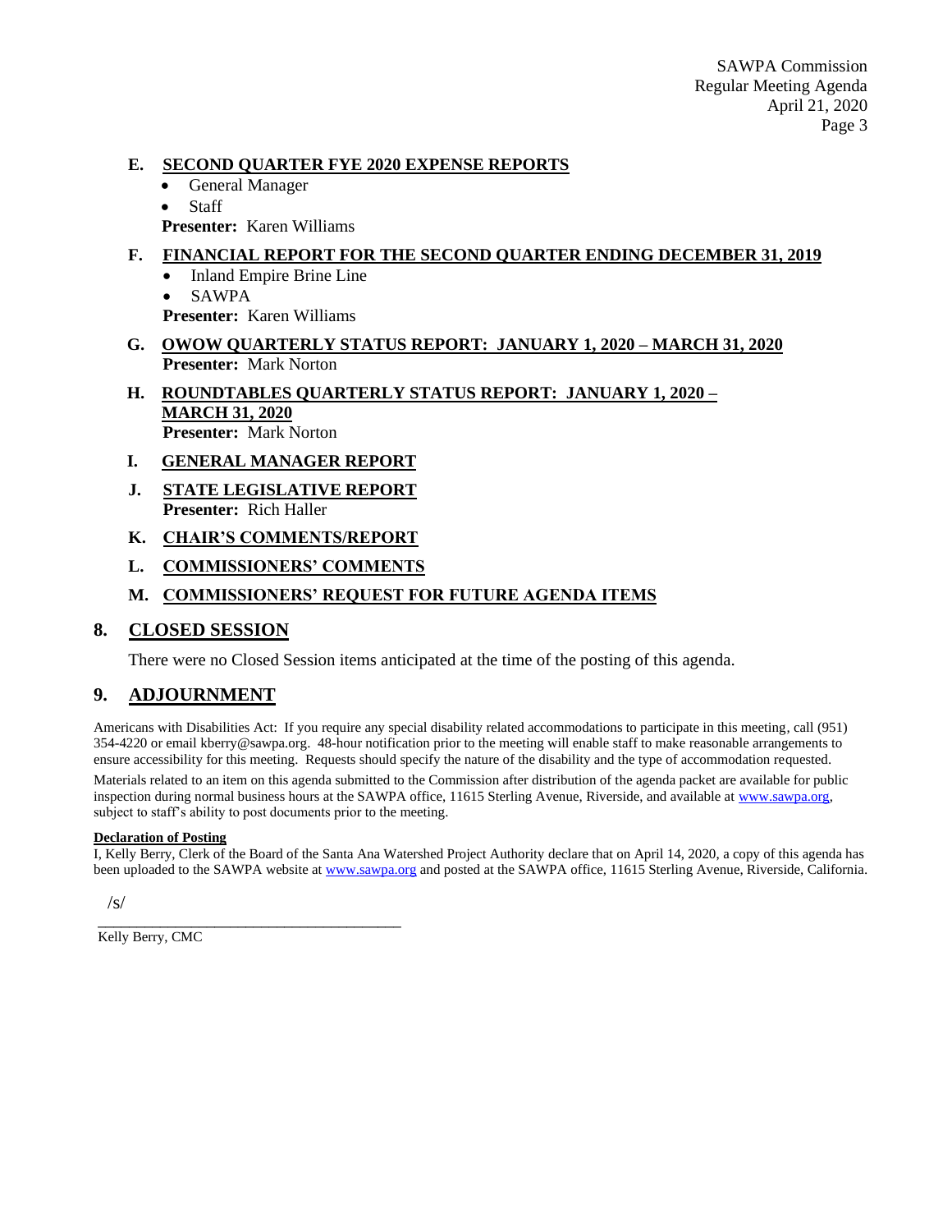**E. SECOND QUARTER FYE 2020 EXPENSE REPORTS**

- General Manager
- Staff

**Presenter:** Karen Williams

**F. FINANCIAL REPORT FOR THE SECOND QUARTER ENDING DECEMBER 31, 2019**

- Inland Empire Brine Line
- SAWPA

**Presenter:** Karen Williams

**G. OWOW QUARTERLY STATUS REPORT: JANUARY 1, 2020 – MARCH 31, 2020**

**Presenter:** Mark Norton

**H. ROUNDTABLES QUARTERLY STATUS REPORT: JANUARY 1, 2020 – MARCH 31, 2020**

**Presenter:** Mark Norton

**I. GENERAL MANAGER REPORT**

**J. STATE LEGISLATIVE REPORT**

**Presenter:** Rich Haller

**K. CHAIR'S COMMENTS/REPORT**

**L. COMMISSIONERS' COMMENTS**

**M. COMMISSIONERS' REQUEST FOR FUTURE AGENDA ITEMS**

## 8. CLOSED SESSION

There were no Closed Session items anticipated at the time of the posting of this agenda.

## 9. ADJOURNMENT

Americans with Disabilities Act: If you require any special disability related accommodations to participate in this meeting, call (951) 354-4220 or email kberry@sawpa.org. 48-hour notification prior to the meeting will enable staff to make reasonable arrangements to ensure accessibility for this meeting. Requests should specify the nature of the disability and the type of accommodation requested.

Materials related to an item on this agenda submitted to the Commission after distribution of the agenda packet are available for public inspection during normal business hours at the SAWPA office, 11615 Sterling Avenue, Riverside, and available at www.sawpa.org, subject to staff's ability to post documents prior to the meeting.

**Declaration of Posting**

I, Kelly Berry, Clerk of the Board of the Santa Ana Watershed Project Authority declare that on April 14, 2020, a copy of this agenda has been uploaded to the SAWPA website at www.sawpa.org and posted at the SAWPA office, 11615 Sterling Avenue, Riverside, California.

/s/

Kelly Berry, CMC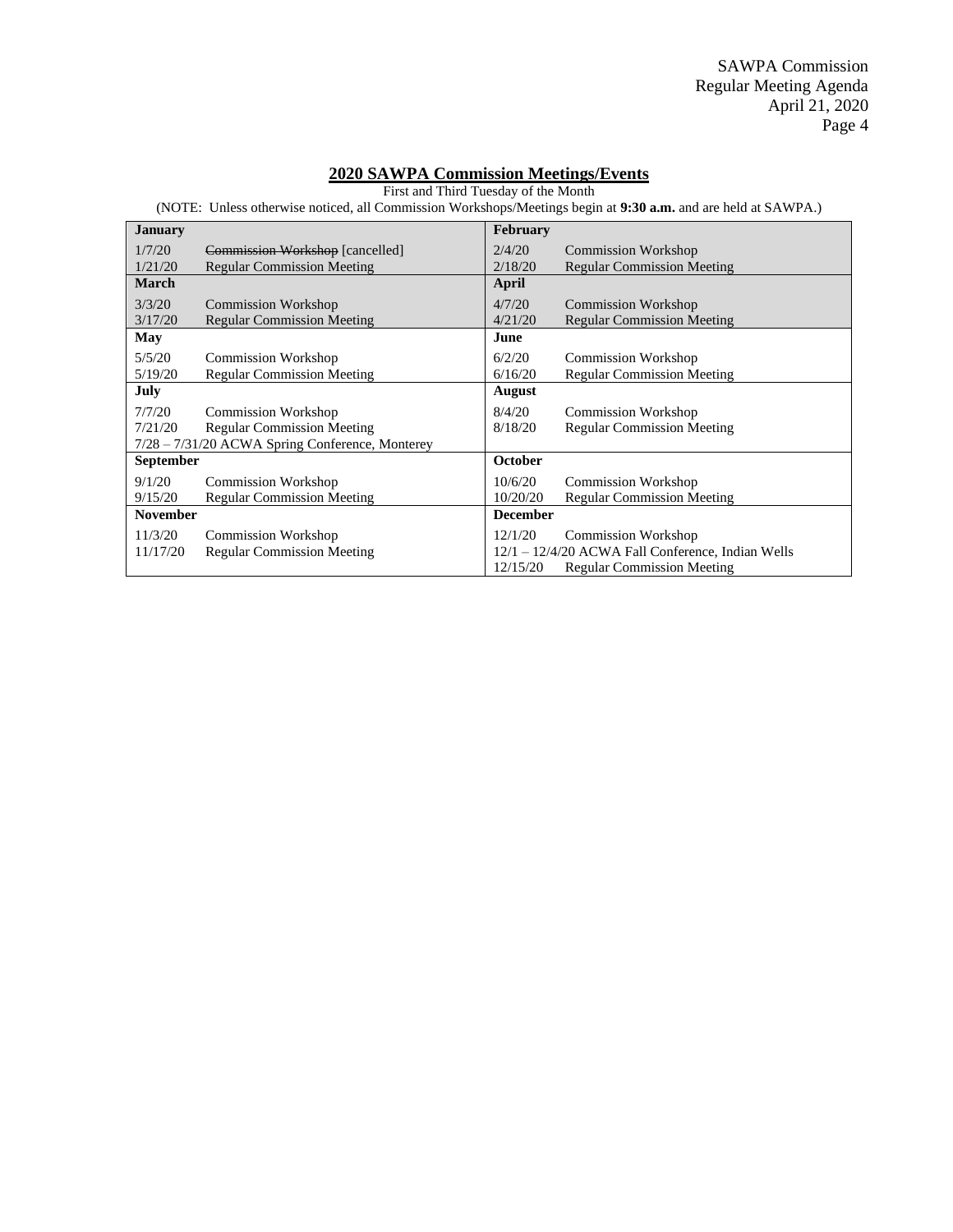## 2020 SAWPA Commission Meetings/Events

First and Third Tuesday of the Month

(NOTE: Unless otherwise noticed, all Commission Workshops/Meetings begin at **9:30 a.m.** and are held at SAWPA.)

| | |
|---|---|
| **January** | **February** |
| 1/7/20 ~~Commission Workshop~~ [cancelled]<br>1/21/20 Regular Commission Meeting | 2/4/20 Commission Workshop<br>2/18/20 Regular Commission Meeting |
| **March** | **April** |
| 3/3/20 Commission Workshop<br>3/17/20 Regular Commission Meeting | 4/7/20 Commission Workshop<br>4/21/20 Regular Commission Meeting |
| **May** | **June** |
| 5/5/20 Commission Workshop<br>5/19/20 Regular Commission Meeting | 6/2/20 Commission Workshop<br>6/16/20 Regular Commission Meeting |
| **July** | **August** |
| 7/7/20 Commission Workshop<br>7/21/20 Regular Commission Meeting<br>7/28 – 7/31/20 ACWA Spring Conference, Monterey | 8/4/20 Commission Workshop<br>8/18/20 Regular Commission Meeting |
| **September** | **October** |
| 9/1/20 Commission Workshop<br>9/15/20 Regular Commission Meeting | 10/6/20 Commission Workshop<br>10/20/20 Regular Commission Meeting |
| **November** | **December** |
| 11/3/20 Commission Workshop<br>11/17/20 Regular Commission Meeting | 12/1/20 Commission Workshop<br>12/1 – 12/4/20 ACWA Fall Conference, Indian Wells<br>12/15/20 Regular Commission Meeting |